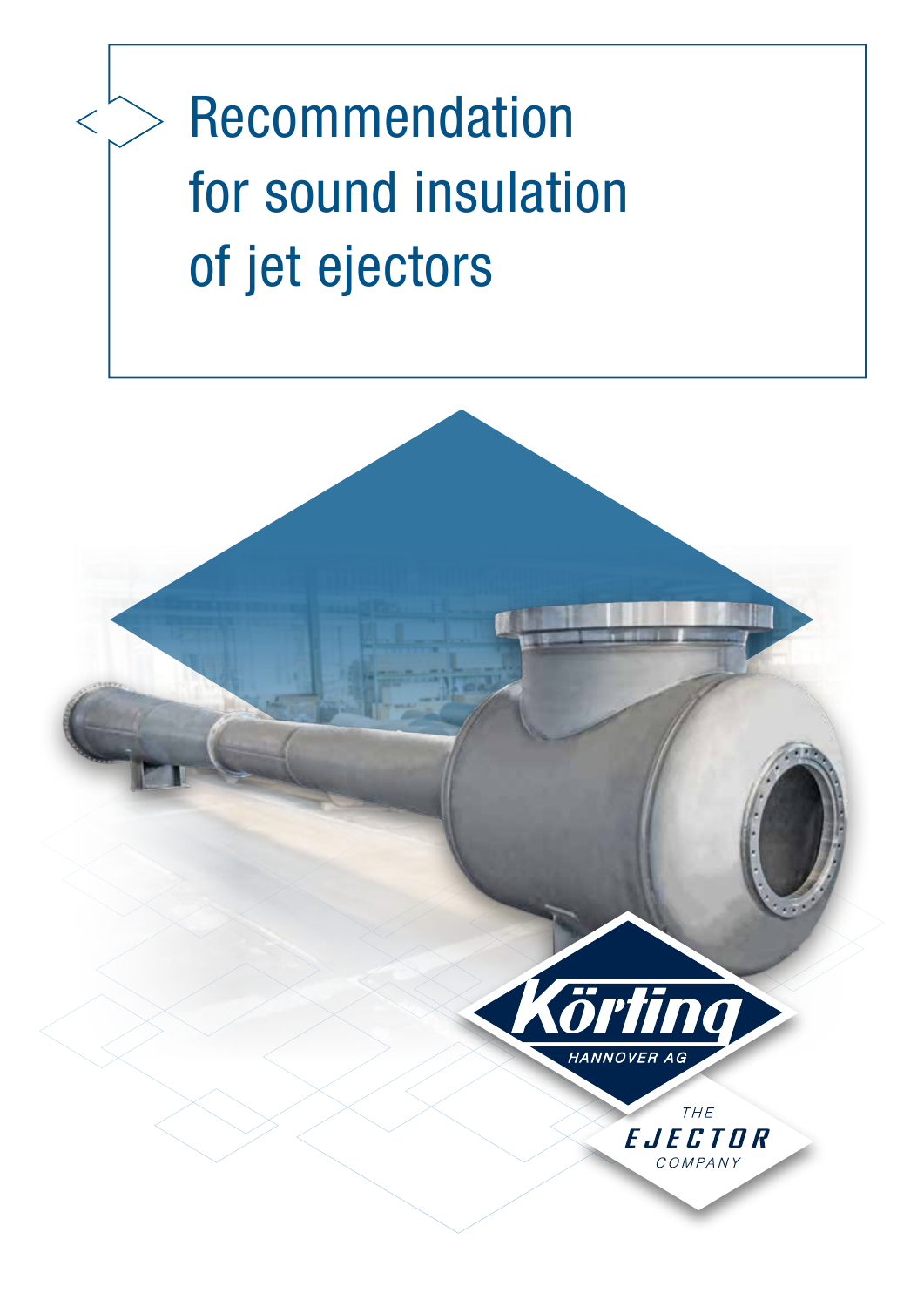# Recommendation for sound insulation of jet ejectors

Körting
HANNOVER AG

THE EJECTOR COMPANY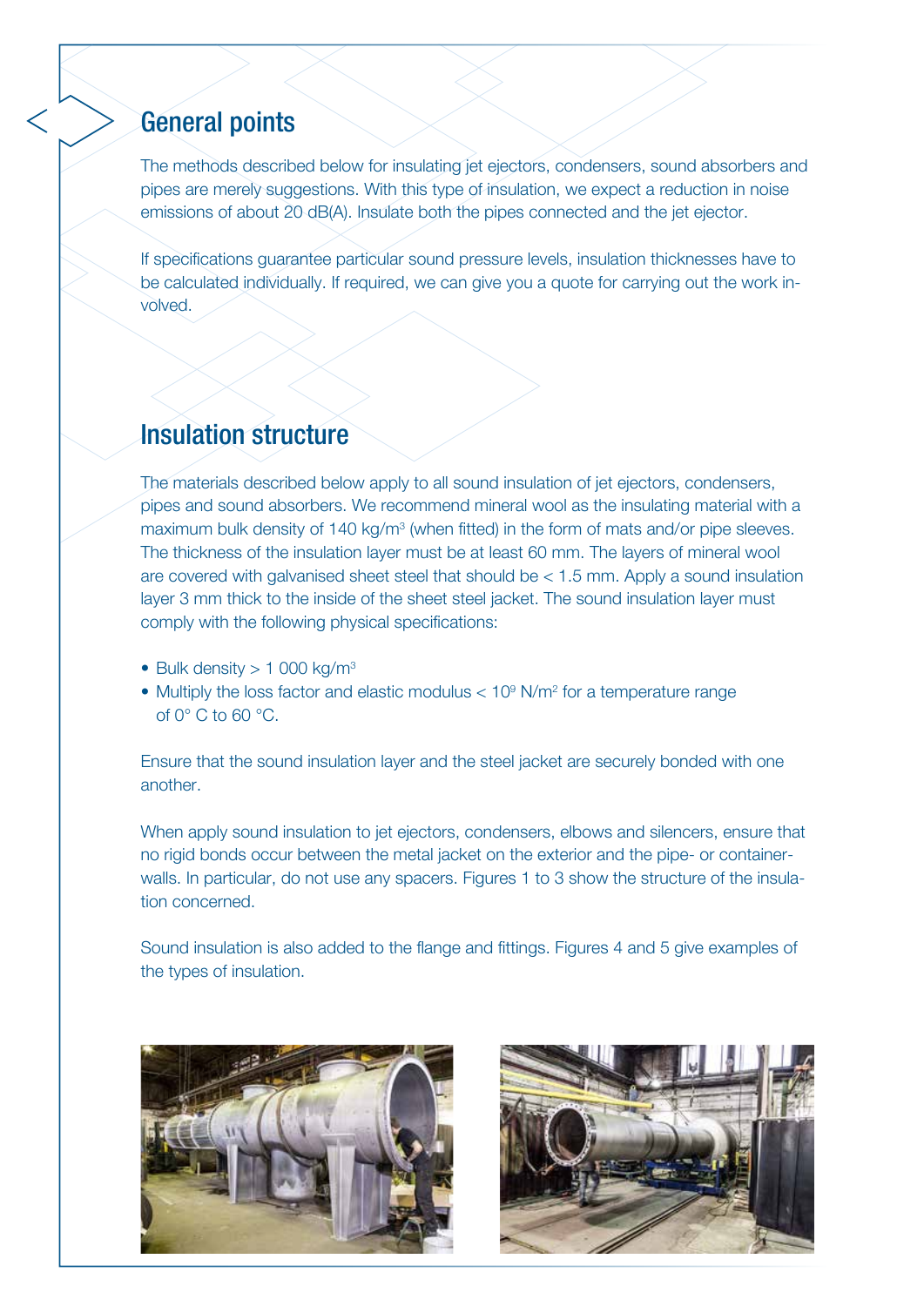## General points

The methods described below for insulating jet ejectors, condensers, sound absorbers and pipes are merely suggestions. With this type of insulation, we expect a reduction in noise emissions of about 20 dB(A). Insulate both the pipes connected and the jet ejector.

If specifications guarantee particular sound pressure levels, insulation thicknesses have to be calculated individually. If required, we can give you a quote for carrying out the work involved.

## Insulation structure

The materials described below apply to all sound insulation of jet ejectors, condensers, pipes and sound absorbers. We recommend mineral wool as the insulating material with a maximum bulk density of 140 kg/m$^3$ (when fitted) in the form of mats and/or pipe sleeves. The thickness of the insulation layer must be at least 60 mm. The layers of mineral wool are covered with galvanised sheet steel that should be < 1.5 mm. Apply a sound insulation layer 3 mm thick to the inside of the sheet steel jacket. The sound insulation layer must comply with the following physical specifications:

- Bulk density > 1 000 kg/m$^3$
- Multiply the loss factor and elastic modulus < 10$^9$ N/m$^2$ for a temperature range of 0° C to 60 °C.

Ensure that the sound insulation layer and the steel jacket are securely bonded with one another.

When apply sound insulation to jet ejectors, condensers, elbows and silencers, ensure that no rigid bonds occur between the metal jacket on the exterior and the pipe- or container-walls. In particular, do not use any spacers. Figures 1 to 3 show the structure of the insulation concerned.

Sound insulation is also added to the flange and fittings. Figures 4 and 5 give examples of the types of insulation.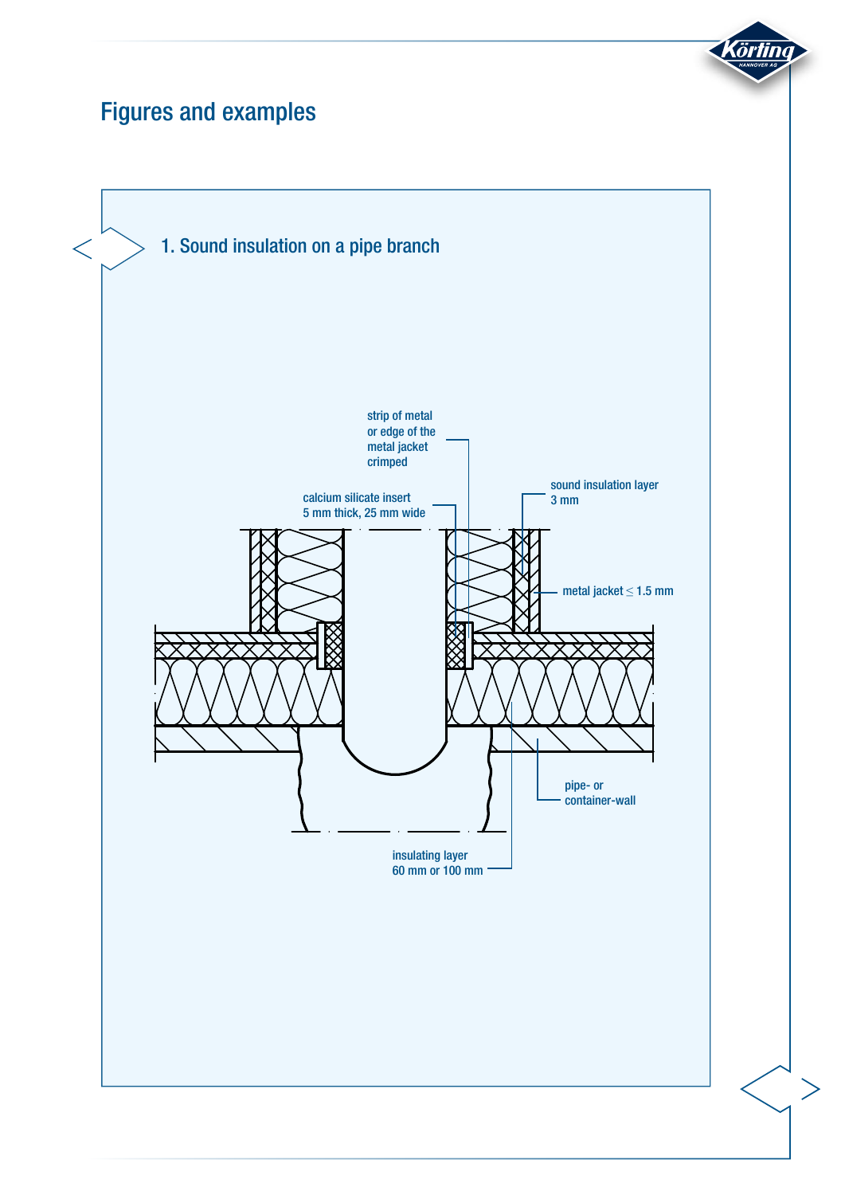# Figures and examples

## 1. Sound insulation on a pipe branch

strip of metal or edge of the metal jacket crimped

calcium silicate insert 5 mm thick, 25 mm wide

sound insulation layer 3 mm

metal jacket ≤ 1.5 mm

pipe- or container-wall

insulating layer 60 mm or 100 mm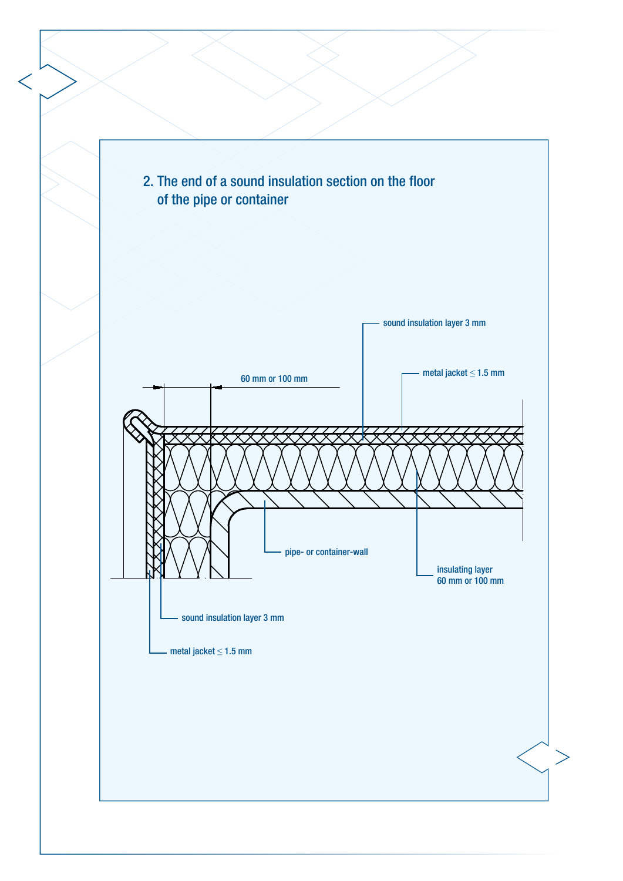## 2. The end of a sound insulation section on the floor of the pipe or container

sound insulation layer 3 mm

metal jacket ≤ 1.5 mm

60 mm or 100 mm

pipe- or container-wall

insulating layer 60 mm or 100 mm

sound insulation layer 3 mm

metal jacket ≤ 1.5 mm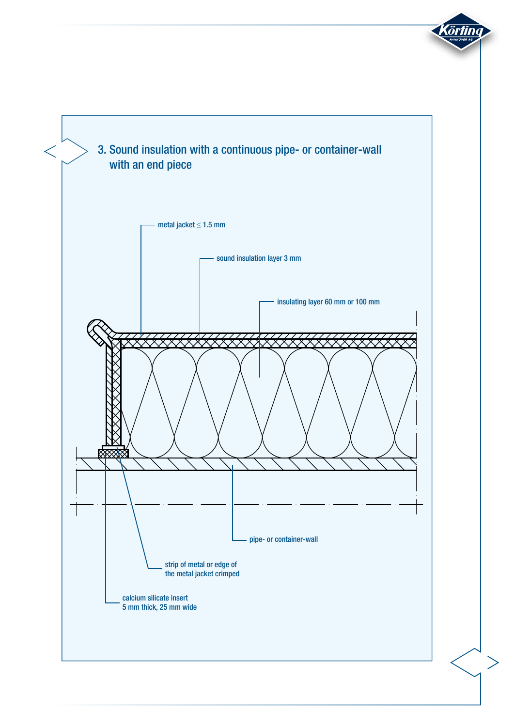## 3. Sound insulation with a continuous pipe- or container-wall with an end piece

metal jacket ≤ 1.5 mm

sound insulation layer 3 mm

insulating layer 60 mm or 100 mm

pipe- or container-wall

strip of metal or edge of the metal jacket crimped

calcium silicate insert 5 mm thick, 25 mm wide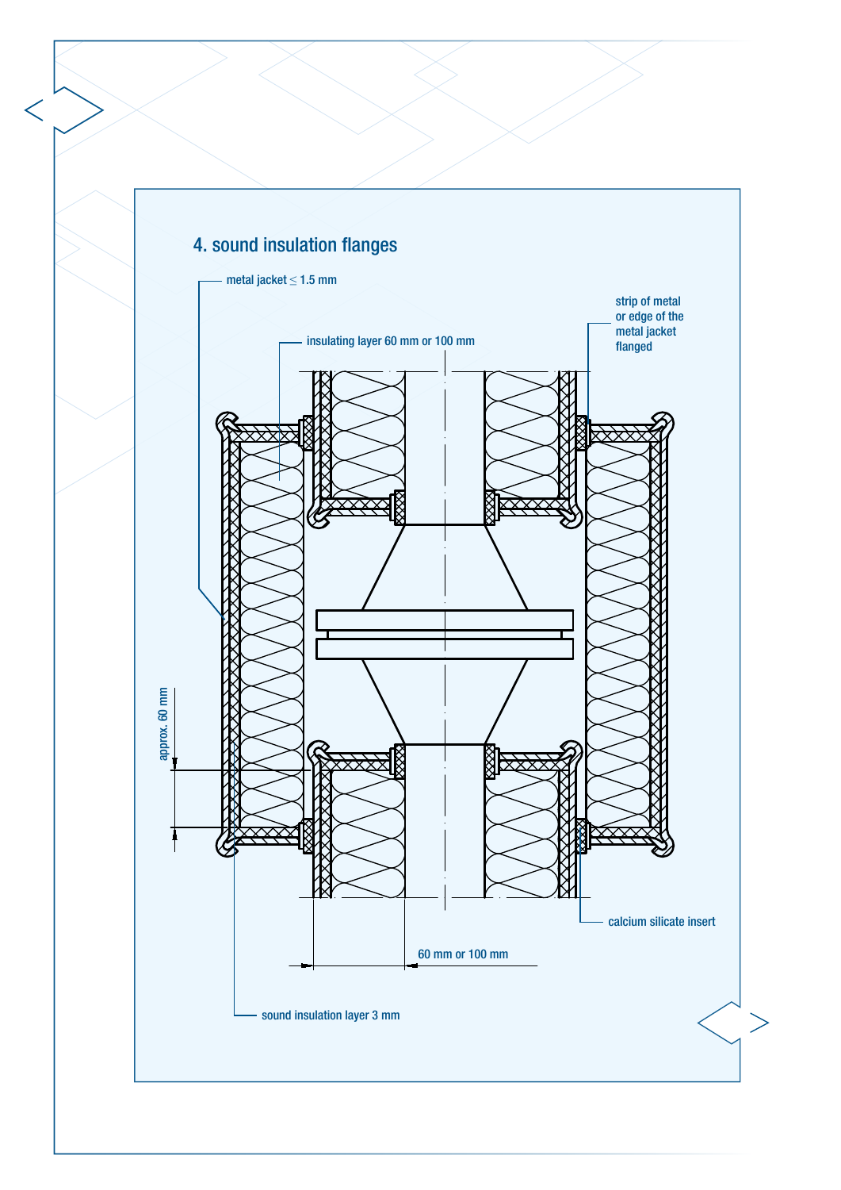## 4. sound insulation flanges

metal jacket ≤ 1.5 mm

insulating layer 60 mm or 100 mm

strip of metal or edge of the metal jacket flanged

approx. 60 mm

calcium silicate insert

60 mm or 100 mm

sound insulation layer 3 mm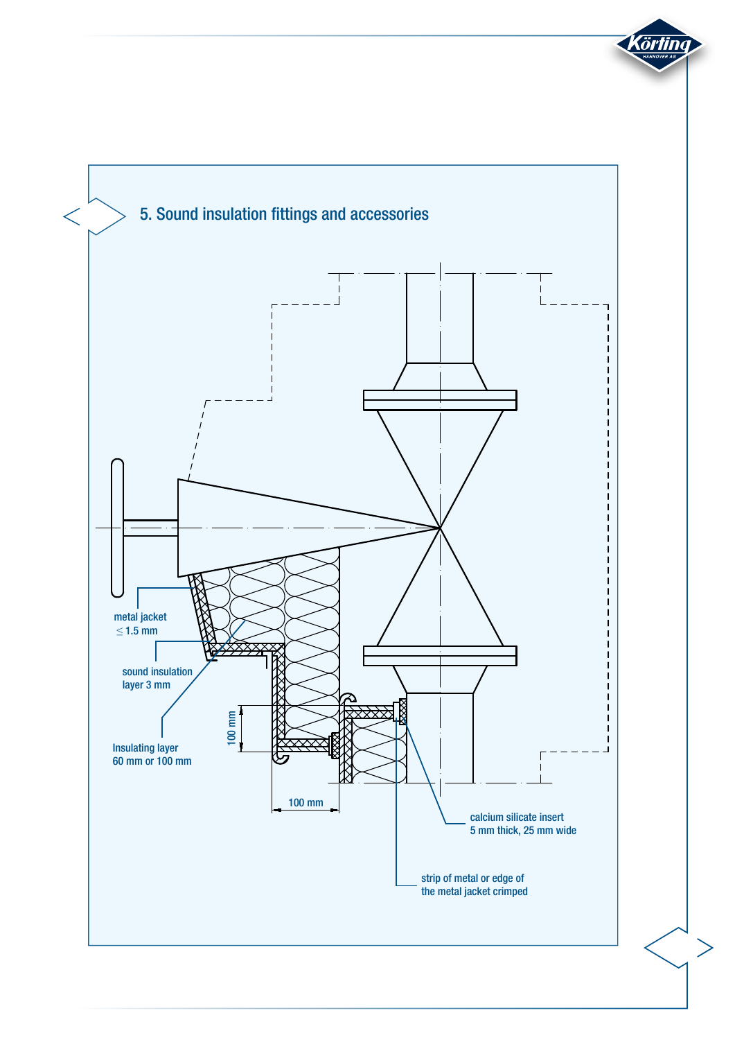## 5. Sound insulation fittings and accessories

metal jacket
≤ 1.5 mm

sound insulation
layer 3 mm

Insulating layer
60 mm or 100 mm

100 mm

100 mm

calcium silicate insert
5 mm thick, 25 mm wide

strip of metal or edge of
the metal jacket crimped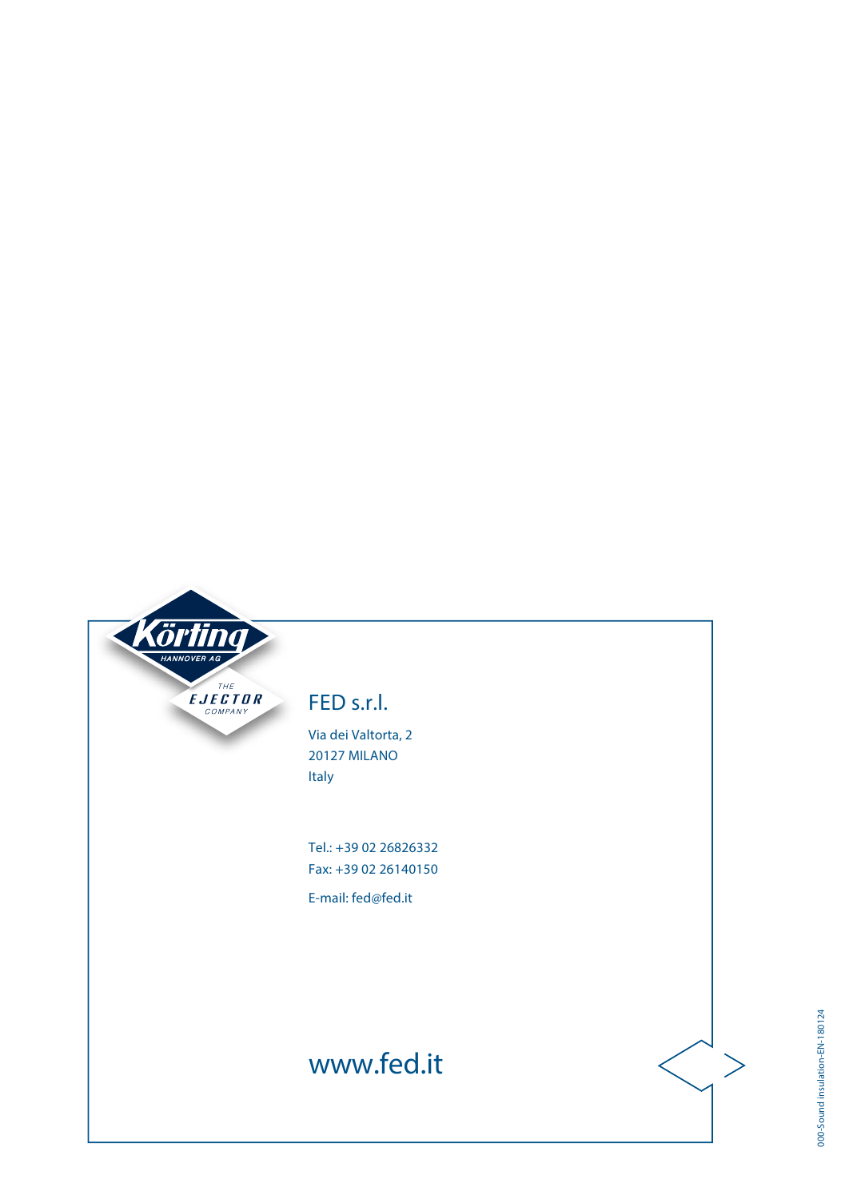Körting

HANNOVER AG

THE EJECTOR COMPANY

FED s.r.l.

Via dei Valtorta, 2
20127 MILANO
Italy

Tel.: +39 02 26826332
Fax: +39 02 26140150

E-mail: fed@fed.it

www.fed.it

000-Sound insulation-EN-180124